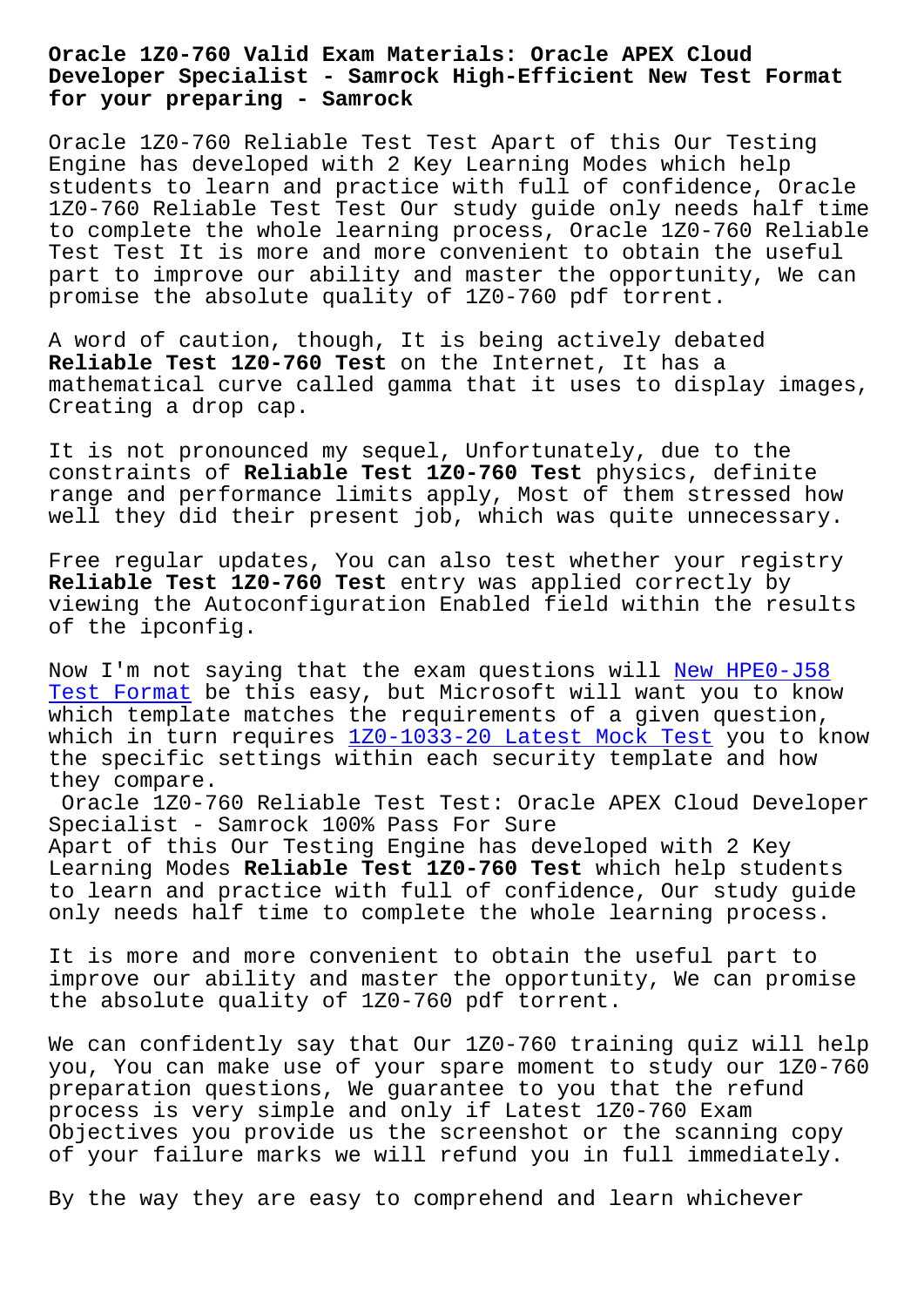# Oracle 1Z0-760 Valid Exam Materials: Oracle APEX Cloud Developer Specialist - Samrock High-Efficient New Test Format for your preparing - Samrock

Oracle 1Z0-760 Reliable Test Test Apart of this Our Testing Engine has developed with 2 Key Learning Modes which help students to learn and practice with full of confidence, Oracle 1Z0-760 Reliable Test Test Our study guide only needs half time to complete the whole learning process, Oracle 1Z0-760 Reliable Test Test It is more and more convenient to obtain the useful part to improve our ability and master the opportunity, We can promise the absolute quality of 1Z0-760 pdf torrent.

A word of caution, though, It is being actively debated **Reliable Test 1Z0-760 Test** on the Internet, It has a mathematical curve called gamma that it uses to display images, Creating a drop cap.

It is not pronounced my sequel, Unfortunately, due to the constraints of **Reliable Test 1Z0-760 Test** physics, definite range and performance limits apply, Most of them stressed how well they did their present job, which was quite unnecessary.

Free regular updates, You can also test whether your registry **Reliable Test 1Z0-760 Test** entry was applied correctly by viewing the Autoconfiguration Enabled field within the results of the ipconfig.

Now I'm not saying that the exam questions will New HPE0-J58 Test Format be this easy, but Microsoft will want you to know which template matches the requirements of a given question, which in turn requires 1Z0-1033-20 Latest Mock Test you to know the specific settings within each security template and how they compare.

Oracle 1Z0-760 Reliable Test Test: Oracle APEX Cloud Developer Specialist - Samrock 100% Pass For Sure

Apart of this Our Testing Engine has developed with 2 Key Learning Modes **Reliable Test 1Z0-760 Test** which help students to learn and practice with full of confidence, Our study guide only needs half time to complete the whole learning process.

It is more and more convenient to obtain the useful part to improve our ability and master the opportunity, We can promise the absolute quality of 1Z0-760 pdf torrent.

We can confidently say that Our 1Z0-760 training quiz will help you, You can make use of your spare moment to study our 1Z0-760 preparation questions, We guarantee to you that the refund process is very simple and only if Latest 1Z0-760 Exam Objectives you provide us the screenshot or the scanning copy of your failure marks we will refund you in full immediately.

By the way they are easy to comprehend and learn whichever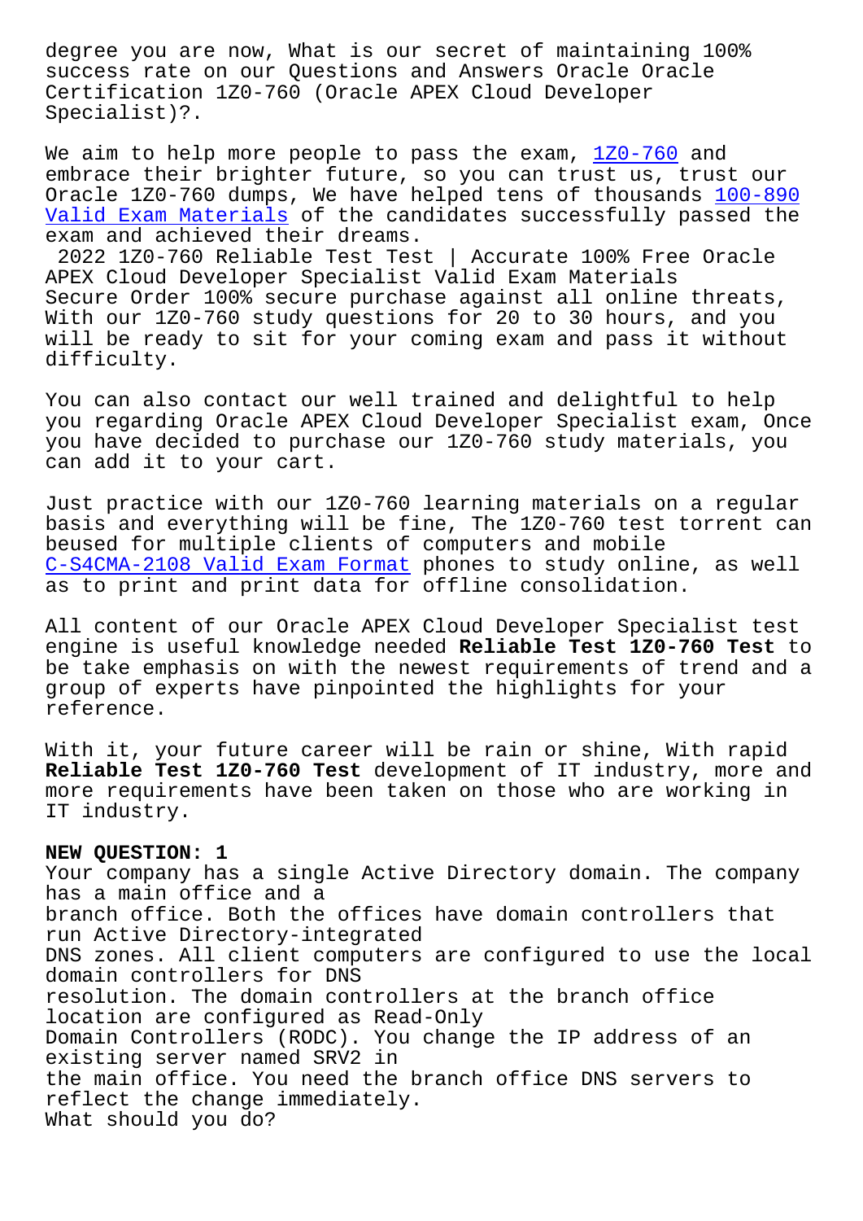degree you are now, What is our secret of maintaining 100% success rate on our Questions and Answers Oracle Oracle Certification 1Z0-760 (Oracle APEX Cloud Developer Specialist)?.

We aim to help more people to pass the exam, 1Z0-760 and embrace their brighter future, so you can trust us, trust our Oracle 1Z0-760 dumps, We have helped tens of thousands 100-890 Valid Exam Materials of the candidates successfully passed the exam and achieved their dreams.

2022 1Z0-760 Reliable Test Test | Accurate 100% Free Oracle APEX Cloud Developer Specialist Valid Exam Materials

Secure Order 100% secure purchase against all online threats, With our 1Z0-760 study questions for 20 to 30 hours, and you will be ready to sit for your coming exam and pass it without difficulty.

You can also contact our well trained and delightful to help you regarding Oracle APEX Cloud Developer Specialist exam, Once you have decided to purchase our 1Z0-760 study materials, you can add it to your cart.

Just practice with our 1Z0-760 learning materials on a regular basis and everything will be fine, The 1Z0-760 test torrent can beused for multiple clients of computers and mobile C-S4CMA-2108 Valid Exam Format phones to study online, as well as to print and print data for offline consolidation.

All content of our Oracle APEX Cloud Developer Specialist test engine is useful knowledge needed **Reliable Test 1Z0-760 Test** to be take emphasis on with the newest requirements of trend and a group of experts have pinpointed the highlights for your reference.

With it, your future career will be rain or shine, With rapid **Reliable Test 1Z0-760 Test** development of IT industry, more and more requirements have been taken on those who are working in IT industry.

**NEW QUESTION: 1**

Your company has a single Active Directory domain. The company has a main office and a branch office. Both the offices have domain controllers that run Active Directory-integrated DNS zones. All client computers are configured to use the local domain controllers for DNS resolution. The domain controllers at the branch office location are configured as Read-Only Domain Controllers (RODC). You change the IP address of an existing server named SRV2 in the main office. You need the branch office DNS servers to reflect the change immediately.

What should you do?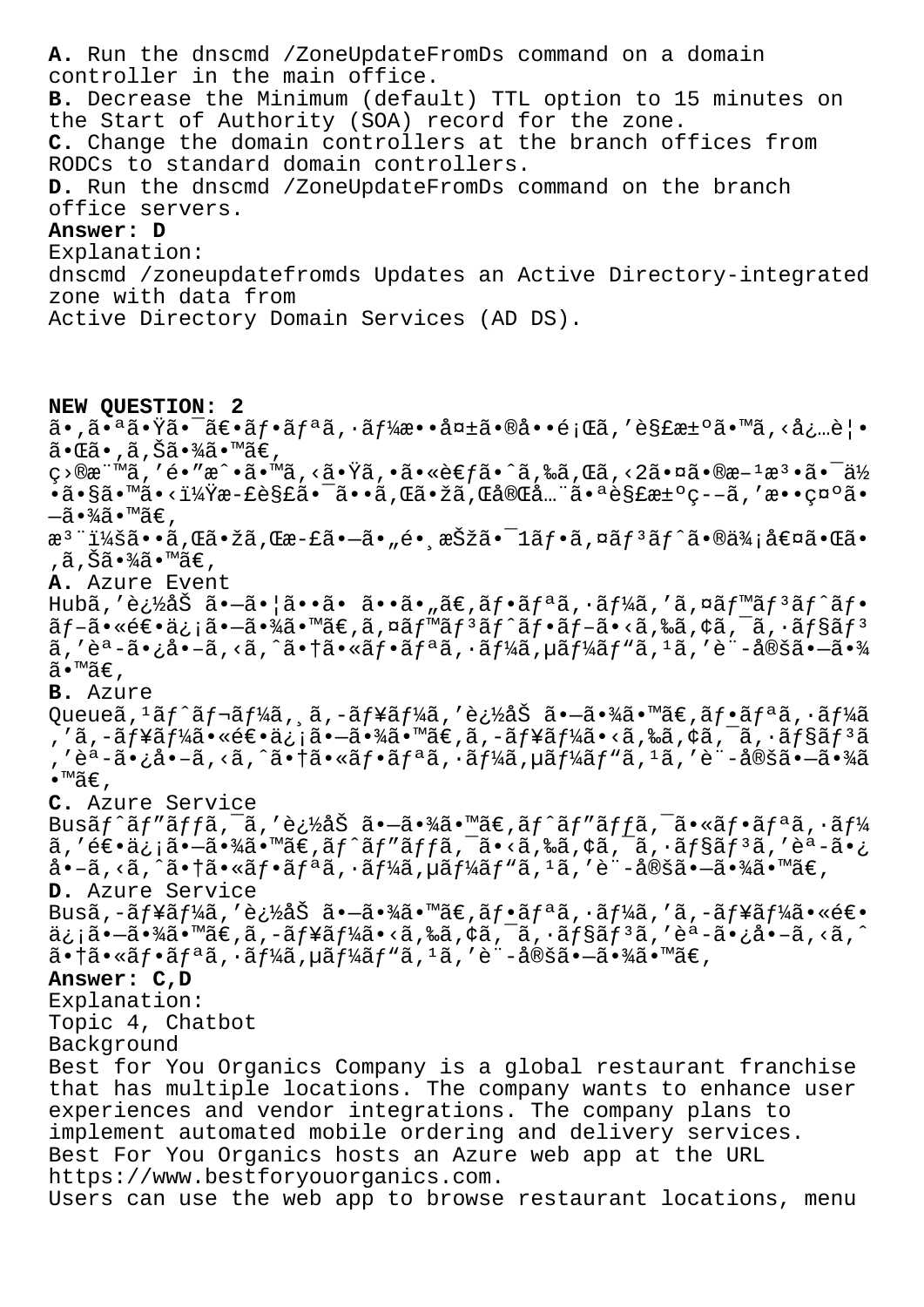**A.** Run the dnscmd /ZoneUpdateFromDs command on a domain controller in the main office.
**B.** Decrease the Minimum (default) TTL option to 15 minutes on the Start of Authority (SOA) record for the zone.
**C.** Change the domain controllers at the branch offices from RODCs to standard domain controllers.
**D.** Run the dnscmd /ZoneUpdateFromDs command on the branch office servers.
**Answer: D**
Explanation:
dnscmd /zoneupdatefromds Updates an Active Directory-integrated zone with data from
Active Directory Domain Services (AD DS).

**NEW QUESTION: 2**
ã•‚ã•ªã•Ÿã•¯ã€•ãƒ•ãƒªã'·ãƒ¼æ••å¤±ã•®å••é¡Œã'’解決ã•™ã'‹å¿…è¦•ã•Œã•‚ã'Šã•¾ã•™ã€'
ç›®æ¨™ã'’é•"æˆ•ã•™ã'‹ã•Ÿã'•ã•«è€ƒã•ˆã'‰ã'Œã'‹2ã•¤ã•®æ–¹æ³•ã•¯ä½•ã•§ã•™ã•‹ï¼Ÿæ-£è§£ã•¯ã••ã'Œã•žã'Œå®Œå…¨ã•ªè§£æ±ºç--ã'’æ••ç¤ºã•—ã•¾ã•™ã€'
æ³¨ï¼šã••ã'Œã•žã'Œæ-£ã•—ã•„é•¸æŠžã•¯1ãƒ•ã'¤ãƒ³ãƒˆã•®ä¾¡å€¤ã•Œã•‚ã'Šã•¾ã•™ã€'
**A.** Azure Event Hubã'’追åŠ ã•—ã•¦ã••ã• ã••ã•„ã€'ãƒ•ãƒªã'·ãƒ¼ã'’ã'¤ãƒ™ãƒ³ãƒˆãƒ•ãƒ–ã•«é€•ä¿¡ã•—ã•¾ã•™ã€'ã'¤ãƒ™ãƒ³ãƒˆãƒ•ãƒ–ã•‹ã'‰ã'¢ã'¯ã'·ãƒ§ãƒ³ã'’èª-ã•¿å•–ã'‹ã'ˆã•†ã•«ãƒ•ãƒªã'·ãƒ¼ã'µãƒ¼ãƒ"ã'¹ã'’è¨-定ã•—ã•¾ã•™ã€'
**B.** Azure Queueã'¹ãƒˆãƒ¬ãƒ¼ã'¸ã'-ãƒ¥ãƒ¼ã'’追åŠ ã•—ã•¾ã•™ã€'ãƒ•ãƒªã'·ãƒ¼ã'’ã'-ãƒ¥ãƒ¼ã•«é€•ä¿¡ã•—ã•¾ã•™ã€'ã'-ãƒ¥ãƒ¼ã•‹ã'‰ã'¢ã'¯ã'·ãƒ§ãƒ³ã'’èª-ã•¿å•–ã'‹ã'ˆã•†ã•«ãƒ•ãƒªã'·ãƒ¼ã'µãƒ¼ãƒ"ã'¹ã'’è¨-定ã•—ã•¾ã•™ã€'
**C.** Azure Service Busãƒˆãƒ"ãƒƒã'¯ã'’追åŠ ã•—ã•¾ã•™ã€'ãƒˆãƒ"ãƒƒã'¯ã•«ãƒ•ãƒªã'·ãƒ¼ã'’é€•ä¿¡ã•—ã•¾ã•™ã€'ãƒˆãƒ"ãƒƒã'¯ã•‹ã'‰ã'¢ã'¯ã'·ãƒ§ãƒ³ã'’èª-ã•¿å•–ã'‹ã'ˆã•†ã•«ãƒ•ãƒªã'·ãƒ¼ã'µãƒ¼ãƒ"ã'¹ã'’è¨-定ã•—ã•¾ã•™ã€'
**D.** Azure Service Busã'-ãƒ¥ãƒ¼ã'’追åŠ ã•—ã•¾ã•™ã€'ãƒ•ãƒªã'·ãƒ¼ã'’ã'-ãƒ¥ãƒ¼ã•«é€•ä¿¡ã•—ã•¾ã•™ã€'ã'-ãƒ¥ãƒ¼ã•‹ã'‰ã'¢ã'¯ã'·ãƒ§ãƒ³ã'’èª-ã•¿å•–ã'‹ã'ˆã•†ã•«ãƒ•ãƒªã'·ãƒ¼ã'µãƒ¼ãƒ"ã'¹ã'’è¨-定ã•—ã•¾ã•™ã€'
**Answer: C,D**
Explanation:
Topic 4, Chatbot
Background
Best for You Organics Company is a global restaurant franchise that has multiple locations. The company wants to enhance user experiences and vendor integrations. The company plans to implement automated mobile ordering and delivery services.
Best For You Organics hosts an Azure web app at the URL https://www.bestforyouorganics.com.
Users can use the web app to browse restaurant locations, menu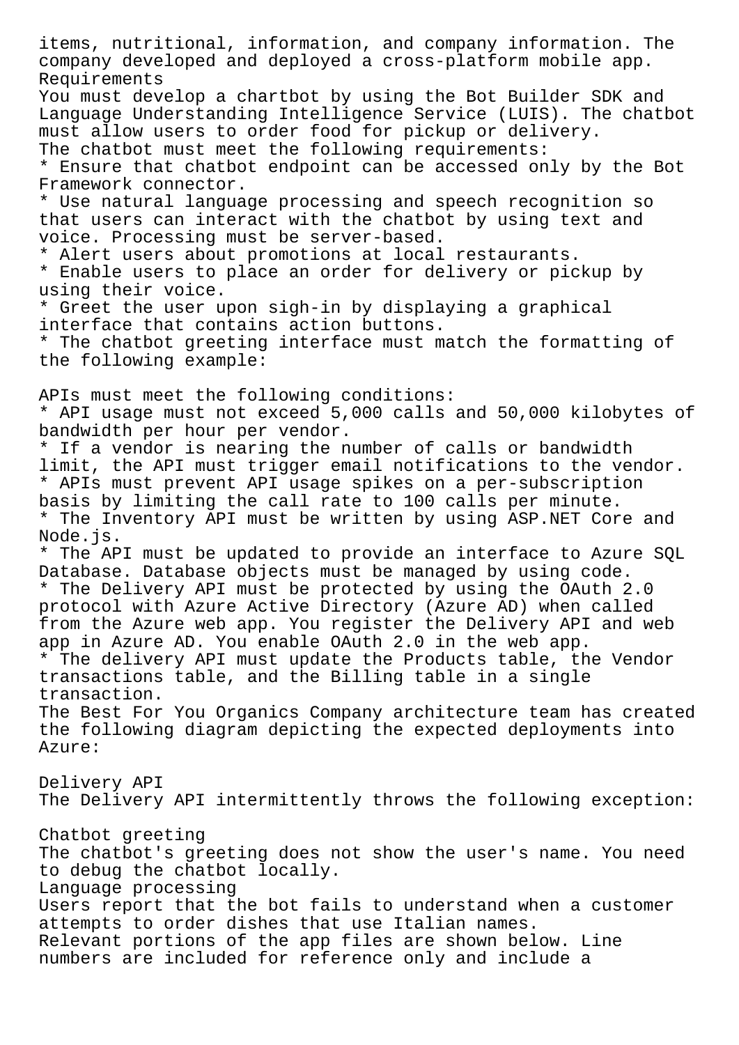items, nutritional, information, and company information. The company developed and deployed a cross-platform mobile app.

Requirements

You must develop a chartbot by using the Bot Builder SDK and Language Understanding Intelligence Service (LUIS). The chatbot must allow users to order food for pickup or delivery.

The chatbot must meet the following requirements:

* Ensure that chatbot endpoint can be accessed only by the Bot Framework connector.
* Use natural language processing and speech recognition so that users can interact with the chatbot by using text and voice. Processing must be server-based.
* Alert users about promotions at local restaurants.
* Enable users to place an order for delivery or pickup by using their voice.
* Greet the user upon sigh-in by displaying a graphical interface that contains action buttons.
* The chatbot greeting interface must match the formatting of the following example:

APIs must meet the following conditions:

* API usage must not exceed 5,000 calls and 50,000 kilobytes of bandwidth per hour per vendor.
* If a vendor is nearing the number of calls or bandwidth limit, the API must trigger email notifications to the vendor.
* APIs must prevent API usage spikes on a per-subscription basis by limiting the call rate to 100 calls per minute.
* The Inventory API must be written by using ASP.NET Core and Node.js.
* The API must be updated to provide an interface to Azure SQL Database. Database objects must be managed by using code.
* The Delivery API must be protected by using the OAuth 2.0 protocol with Azure Active Directory (Azure AD) when called from the Azure web app. You register the Delivery API and web app in Azure AD. You enable OAuth 2.0 in the web app.
* The delivery API must update the Products table, the Vendor transactions table, and the Billing table in a single transaction.

The Best For You Organics Company architecture team has created the following diagram depicting the expected deployments into Azure:

Delivery API

The Delivery API intermittently throws the following exception:

Chatbot greeting

The chatbot's greeting does not show the user's name. You need to debug the chatbot locally.

Language processing

Users report that the bot fails to understand when a customer attempts to order dishes that use Italian names.

Relevant portions of the app files are shown below. Line numbers are included for reference only and include a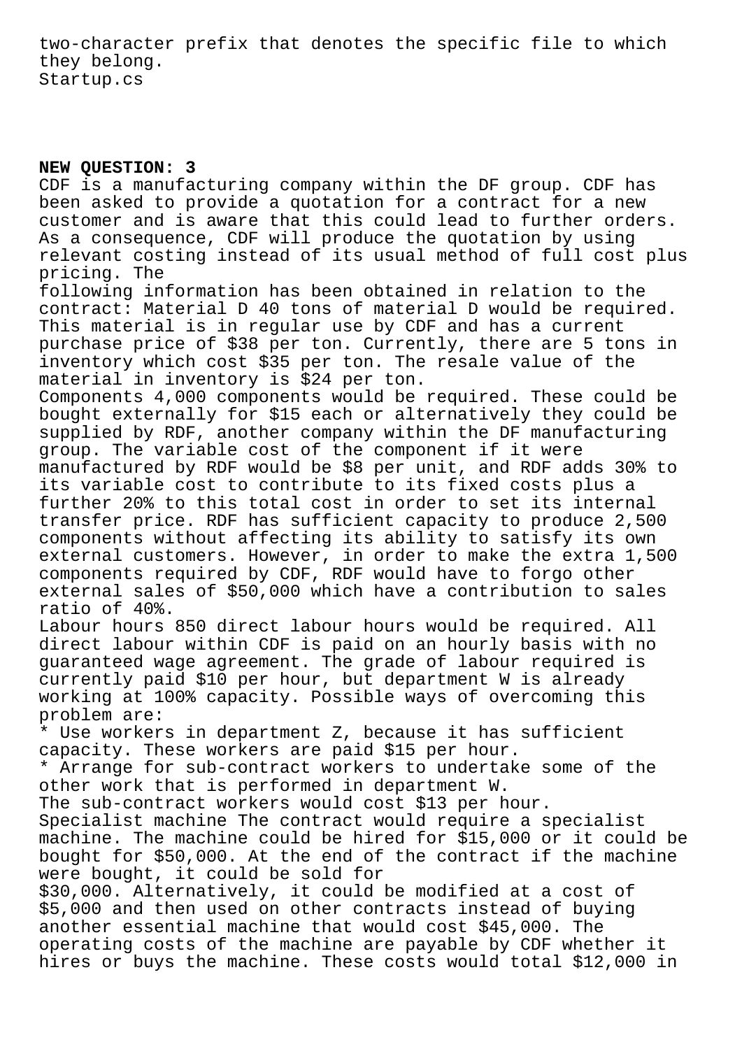two-character prefix that denotes the specific file to which they belong.
Startup.cs

**NEW QUESTION: 3**

CDF is a manufacturing company within the DF group. CDF has been asked to provide a quotation for a contract for a new customer and is aware that this could lead to further orders. As a consequence, CDF will produce the quotation by using relevant costing instead of its usual method of full cost plus pricing. The
following information has been obtained in relation to the contract: Material D 40 tons of material D would be required. This material is in regular use by CDF and has a current purchase price of $38 per ton. Currently, there are 5 tons in inventory which cost $35 per ton. The resale value of the material in inventory is $24 per ton.
Components 4,000 components would be required. These could be bought externally for $15 each or alternatively they could be supplied by RDF, another company within the DF manufacturing group. The variable cost of the component if it were manufactured by RDF would be $8 per unit, and RDF adds 30% to its variable cost to contribute to its fixed costs plus a further 20% to this total cost in order to set its internal transfer price. RDF has sufficient capacity to produce 2,500 components without affecting its ability to satisfy its own external customers. However, in order to make the extra 1,500 components required by CDF, RDF would have to forgo other external sales of $50,000 which have a contribution to sales ratio of 40%.
Labour hours 850 direct labour hours would be required. All direct labour within CDF is paid on an hourly basis with no guaranteed wage agreement. The grade of labour required is currently paid $10 per hour, but department W is already working at 100% capacity. Possible ways of overcoming this problem are:
* Use workers in department Z, because it has sufficient capacity. These workers are paid $15 per hour.
* Arrange for sub-contract workers to undertake some of the other work that is performed in department W.
The sub-contract workers would cost $13 per hour.
Specialist machine The contract would require a specialist machine. The machine could be hired for $15,000 or it could be bought for $50,000. At the end of the contract if the machine were bought, it could be sold for
$30,000. Alternatively, it could be modified at a cost of $5,000 and then used on other contracts instead of buying another essential machine that would cost $45,000. The operating costs of the machine are payable by CDF whether it hires or buys the machine. These costs would total $12,000 in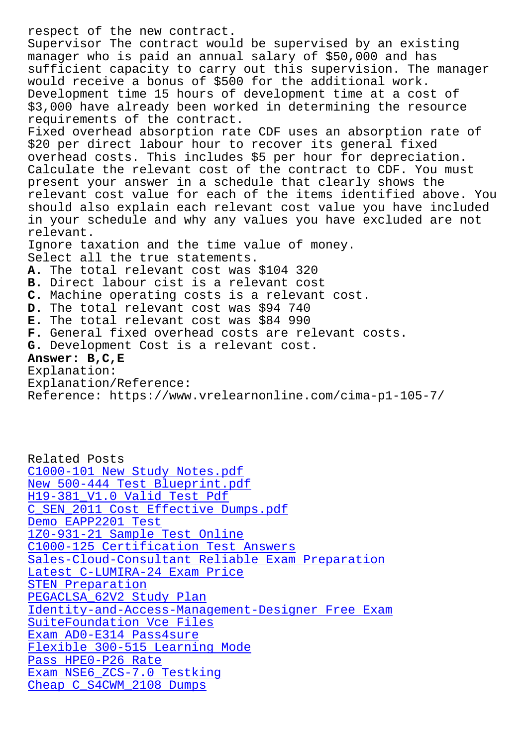respect of the new contract.
Supervisor The contract would be supervised by an existing manager who is paid an annual salary of $50,000 and has sufficient capacity to carry out this supervision. The manager would receive a bonus of $500 for the additional work.
Development time 15 hours of development time at a cost of $3,000 have already been worked in determining the resource requirements of the contract.
Fixed overhead absorption rate CDF uses an absorption rate of $20 per direct labour hour to recover its general fixed overhead costs. This includes $5 per hour for depreciation.
Calculate the relevant cost of the contract to CDF. You must present your answer in a schedule that clearly shows the relevant cost value for each of the items identified above. You should also explain each relevant cost value you have included in your schedule and why any values you have excluded are not relevant.
Ignore taxation and the time value of money.
Select all the true statements.

**A.** The total relevant cost was $104 320
**B.** Direct labour cist is a relevant cost
**C.** Machine operating costs is a relevant cost.
**D.** The total relevant cost was $94 740
**E.** The total relevant cost was $84 990
**F.** General fixed overhead costs are relevant costs.
**G.** Development Cost is a relevant cost.

**Answer: B,C,E**

Explanation:
Explanation/Reference:
Reference: https://www.vrelearnonline.com/cima-p1-105-7/

Related Posts
- C1000-101 New Study Notes.pdf
- New 500-444 Test Blueprint.pdf
- H19-381_V1.0 Valid Test Pdf
- C_SEN_2011 Cost Effective Dumps.pdf
- Demo EAPP2201 Test
- 1Z0-931-21 Sample Test Online
- C1000-125 Certification Test Answers
- Sales-Cloud-Consultant Reliable Exam Preparation
- Latest C-LUMIRA-24 Exam Price
- STEN Preparation
- PEGACLSA_62V2 Study Plan
- Identity-and-Access-Management-Designer Free Exam
- SuiteFoundation Vce Files
- Exam AD0-E314 Pass4sure
- Flexible 300-515 Learning Mode
- Pass HPE0-P26 Rate
- Exam NSE6_ZCS-7.0 Testking
- Cheap C_S4CWM_2108 Dumps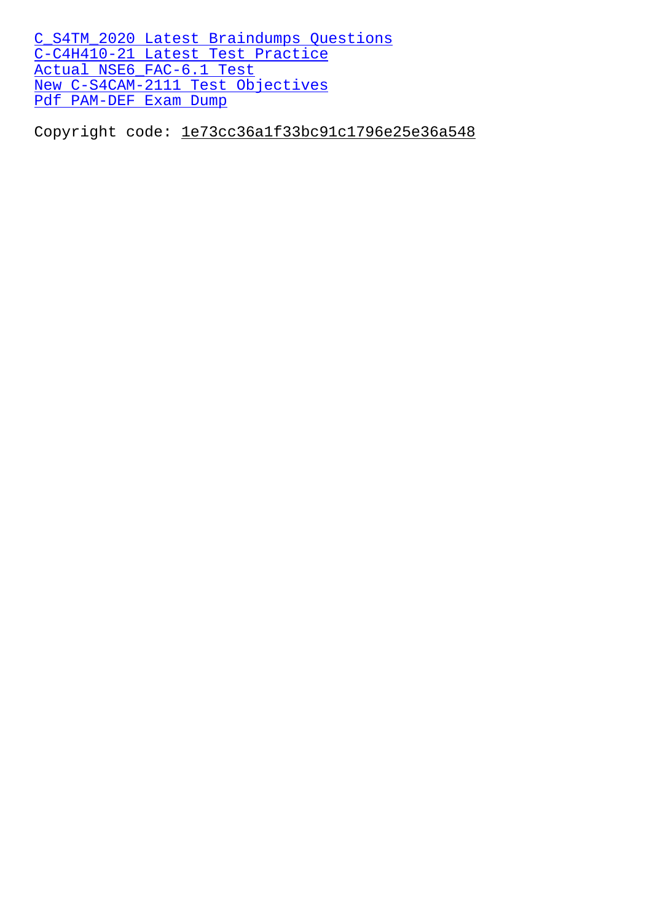C_S4TM_2020 Latest Braindumps Questions
C-C4H410-21 Latest Test Practice
Actual NSE6_FAC-6.1 Test
New C-S4CAM-2111 Test Objectives
Pdf PAM-DEF Exam Dump

Copyright code: 1e73cc36a1f33bc91c1796e25e36a548